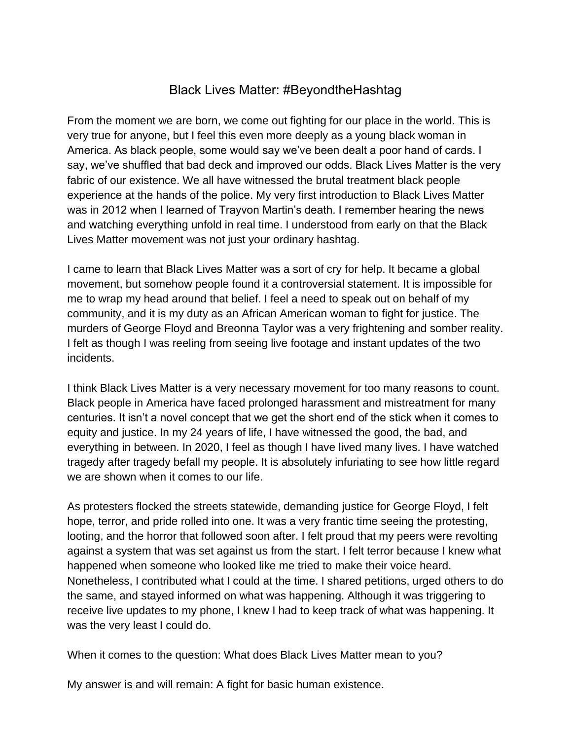# Black Lives Matter: #BeyondtheHashtag

From the moment we are born, we come out fighting for our place in the world. This is very true for anyone, but I feel this even more deeply as a young black woman in America. As black people, some would say we've been dealt a poor hand of cards. I say, we've shuffled that bad deck and improved our odds. Black Lives Matter is the very fabric of our existence. We all have witnessed the brutal treatment black people experience at the hands of the police. My very first introduction to Black Lives Matter was in 2012 when I learned of Trayvon Martin's death. I remember hearing the news and watching everything unfold in real time. I understood from early on that the Black Lives Matter movement was not just your ordinary hashtag.

I came to learn that Black Lives Matter was a sort of cry for help. It became a global movement, but somehow people found it a controversial statement. It is impossible for me to wrap my head around that belief. I feel a need to speak out on behalf of my community, and it is my duty as an African American woman to fight for justice. The murders of George Floyd and Breonna Taylor was a very frightening and somber reality. I felt as though I was reeling from seeing live footage and instant updates of the two incidents.

I think Black Lives Matter is a very necessary movement for too many reasons to count. Black people in America have faced prolonged harassment and mistreatment for many centuries. It isn't a novel concept that we get the short end of the stick when it comes to equity and justice. In my 24 years of life, I have witnessed the good, the bad, and everything in between. In 2020, I feel as though I have lived many lives. I have watched tragedy after tragedy befall my people. It is absolutely infuriating to see how little regard we are shown when it comes to our life.

As protesters flocked the streets statewide, demanding justice for George Floyd, I felt hope, terror, and pride rolled into one. It was a very frantic time seeing the protesting, looting, and the horror that followed soon after. I felt proud that my peers were revolting against a system that was set against us from the start. I felt terror because I knew what happened when someone who looked like me tried to make their voice heard. Nonetheless, I contributed what I could at the time. I shared petitions, urged others to do the same, and stayed informed on what was happening. Although it was triggering to receive live updates to my phone, I knew I had to keep track of what was happening. It was the very least I could do.

When it comes to the question: What does Black Lives Matter mean to you?

My answer is and will remain: A fight for basic human existence.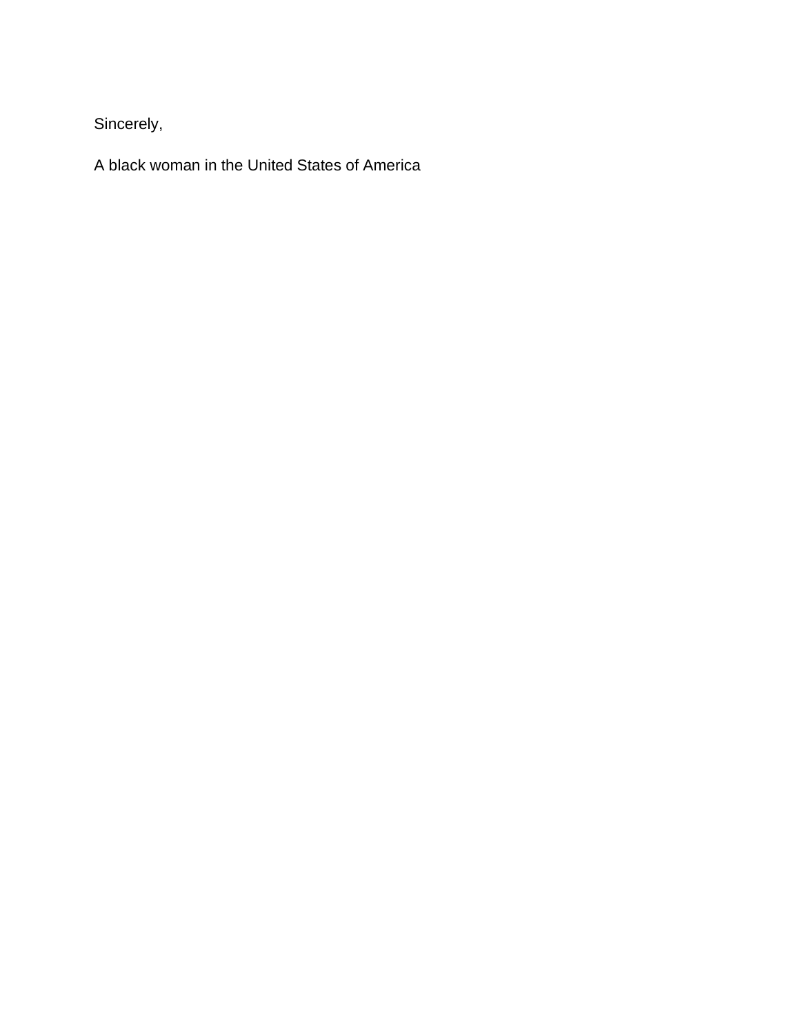Sincerely,

A black woman in the United States of America